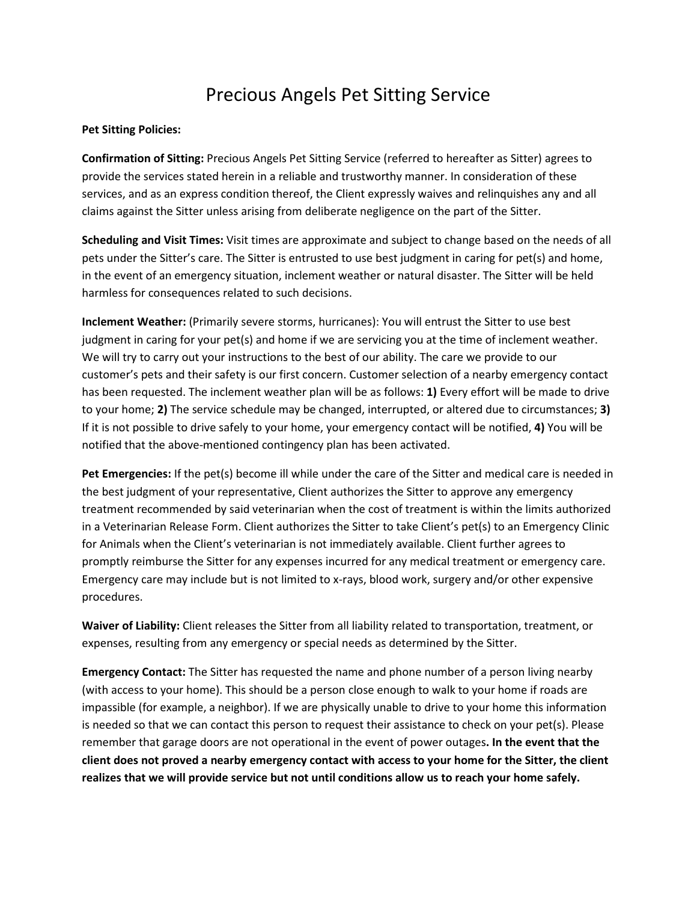# Precious Angels Pet Sitting Service

**Pet Sitting Policies:**

**Confirmation of Sitting:** Precious Angels Pet Sitting Service (referred to hereafter as Sitter) agrees to provide the services stated herein in a reliable and trustworthy manner. In consideration of these services, and as an express condition thereof, the Client expressly waives and relinquishes any and all claims against the Sitter unless arising from deliberate negligence on the part of the Sitter.

**Scheduling and Visit Times:** Visit times are approximate and subject to change based on the needs of all pets under the Sitter's care. The Sitter is entrusted to use best judgment in caring for pet(s) and home, in the event of an emergency situation, inclement weather or natural disaster. The Sitter will be held harmless for consequences related to such decisions.

**Inclement Weather:** (Primarily severe storms, hurricanes): You will entrust the Sitter to use best judgment in caring for your pet(s) and home if we are servicing you at the time of inclement weather. We will try to carry out your instructions to the best of our ability. The care we provide to our customer's pets and their safety is our first concern. Customer selection of a nearby emergency contact has been requested. The inclement weather plan will be as follows: **1)** Every effort will be made to drive to your home; **2)** The service schedule may be changed, interrupted, or altered due to circumstances; **3)** If it is not possible to drive safely to your home, your emergency contact will be notified, **4)** You will be notified that the above-mentioned contingency plan has been activated.

**Pet Emergencies:** If the pet(s) become ill while under the care of the Sitter and medical care is needed in the best judgment of your representative, Client authorizes the Sitter to approve any emergency treatment recommended by said veterinarian when the cost of treatment is within the limits authorized in a Veterinarian Release Form. Client authorizes the Sitter to take Client's pet(s) to an Emergency Clinic for Animals when the Client's veterinarian is not immediately available. Client further agrees to promptly reimburse the Sitter for any expenses incurred for any medical treatment or emergency care. Emergency care may include but is not limited to x-rays, blood work, surgery and/or other expensive procedures.

**Waiver of Liability:** Client releases the Sitter from all liability related to transportation, treatment, or expenses, resulting from any emergency or special needs as determined by the Sitter.

**Emergency Contact:** The Sitter has requested the name and phone number of a person living nearby (with access to your home). This should be a person close enough to walk to your home if roads are impassible (for example, a neighbor). If we are physically unable to drive to your home this information is needed so that we can contact this person to request their assistance to check on your pet(s). Please remember that garage doors are not operational in the event of power outages**. In the event that the client does not proved a nearby emergency contact with access to your home for the Sitter, the client realizes that we will provide service but not until conditions allow us to reach your home safely.**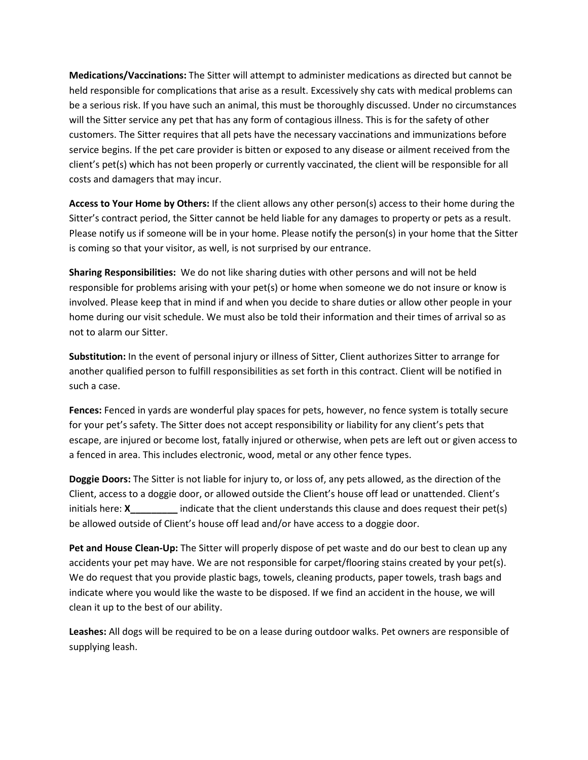**Medications/Vaccinations:** The Sitter will attempt to administer medications as directed but cannot be held responsible for complications that arise as a result. Excessively shy cats with medical problems can be a serious risk. If you have such an animal, this must be thoroughly discussed. Under no circumstances will the Sitter service any pet that has any form of contagious illness. This is for the safety of other customers. The Sitter requires that all pets have the necessary vaccinations and immunizations before service begins. If the pet care provider is bitten or exposed to any disease or ailment received from the client's pet(s) which has not been properly or currently vaccinated, the client will be responsible for all costs and damagers that may incur.

**Access to Your Home by Others:** If the client allows any other person(s) access to their home during the Sitter's contract period, the Sitter cannot be held liable for any damages to property or pets as a result. Please notify us if someone will be in your home. Please notify the person(s) in your home that the Sitter is coming so that your visitor, as well, is not surprised by our entrance.

**Sharing Responsibilities:** We do not like sharing duties with other persons and will not be held responsible for problems arising with your pet(s) or home when someone we do not insure or know is involved. Please keep that in mind if and when you decide to share duties or allow other people in your home during our visit schedule. We must also be told their information and their times of arrival so as not to alarm our Sitter.

**Substitution:** In the event of personal injury or illness of Sitter, Client authorizes Sitter to arrange for another qualified person to fulfill responsibilities as set forth in this contract. Client will be notified in such a case.

**Fences:** Fenced in yards are wonderful play spaces for pets, however, no fence system is totally secure for your pet's safety. The Sitter does not accept responsibility or liability for any client's pets that escape, are injured or become lost, fatally injured or otherwise, when pets are left out or given access to a fenced in area. This includes electronic, wood, metal or any other fence types.

**Doggie Doors:** The Sitter is not liable for injury to, or loss of, any pets allowed, as the direction of the Client, access to a doggie door, or allowed outside the Client's house off lead or unattended. Client's initials here: **X_________** indicate that the client understands this clause and does request their pet(s) be allowed outside of Client's house off lead and/or have access to a doggie door.

**Pet and House Clean-Up:** The Sitter will properly dispose of pet waste and do our best to clean up any accidents your pet may have. We are not responsible for carpet/flooring stains created by your pet(s). We do request that you provide plastic bags, towels, cleaning products, paper towels, trash bags and indicate where you would like the waste to be disposed. If we find an accident in the house, we will clean it up to the best of our ability.

**Leashes:** All dogs will be required to be on a lease during outdoor walks. Pet owners are responsible of supplying leash.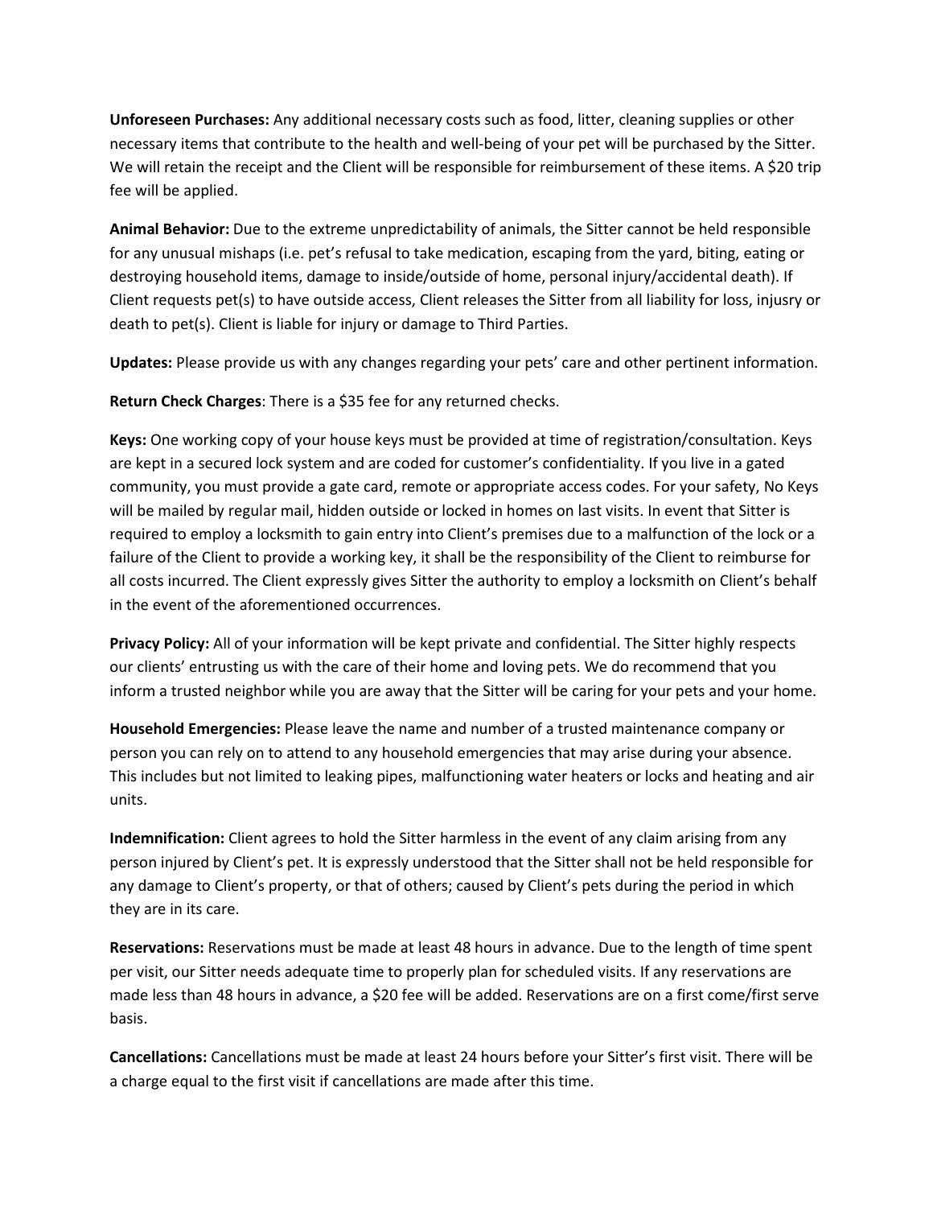**Unforeseen Purchases:** Any additional necessary costs such as food, litter, cleaning supplies or other necessary items that contribute to the health and well-being of your pet will be purchased by the Sitter. We will retain the receipt and the Client will be responsible for reimbursement of these items. A $20 trip fee will be applied.

**Animal Behavior:** Due to the extreme unpredictability of animals, the Sitter cannot be held responsible for any unusual mishaps (i.e. pet's refusal to take medication, escaping from the yard, biting, eating or destroying household items, damage to inside/outside of home, personal injury/accidental death). If Client requests pet(s) to have outside access, Client releases the Sitter from all liability for loss, injusry or death to pet(s). Client is liable for injury or damage to Third Parties.

**Updates:** Please provide us with any changes regarding your pets' care and other pertinent information.

**Return Check Charges**: There is a $35 fee for any returned checks.

**Keys:** One working copy of your house keys must be provided at time of registration/consultation. Keys are kept in a secured lock system and are coded for customer's confidentiality. If you live in a gated community, you must provide a gate card, remote or appropriate access codes. For your safety, No Keys will be mailed by regular mail, hidden outside or locked in homes on last visits. In event that Sitter is required to employ a locksmith to gain entry into Client's premises due to a malfunction of the lock or a failure of the Client to provide a working key, it shall be the responsibility of the Client to reimburse for all costs incurred. The Client expressly gives Sitter the authority to employ a locksmith on Client's behalf in the event of the aforementioned occurrences.

**Privacy Policy:** All of your information will be kept private and confidential. The Sitter highly respects our clients' entrusting us with the care of their home and loving pets. We do recommend that you inform a trusted neighbor while you are away that the Sitter will be caring for your pets and your home.

**Household Emergencies:** Please leave the name and number of a trusted maintenance company or person you can rely on to attend to any household emergencies that may arise during your absence. This includes but not limited to leaking pipes, malfunctioning water heaters or locks and heating and air units.

**Indemnification:** Client agrees to hold the Sitter harmless in the event of any claim arising from any person injured by Client's pet. It is expressly understood that the Sitter shall not be held responsible for any damage to Client's property, or that of others; caused by Client's pets during the period in which they are in its care.

**Reservations:** Reservations must be made at least 48 hours in advance. Due to the length of time spent per visit, our Sitter needs adequate time to properly plan for scheduled visits. If any reservations are made less than 48 hours in advance, a $20 fee will be added. Reservations are on a first come/first serve basis.

**Cancellations:** Cancellations must be made at least 24 hours before your Sitter's first visit. There will be a charge equal to the first visit if cancellations are made after this time.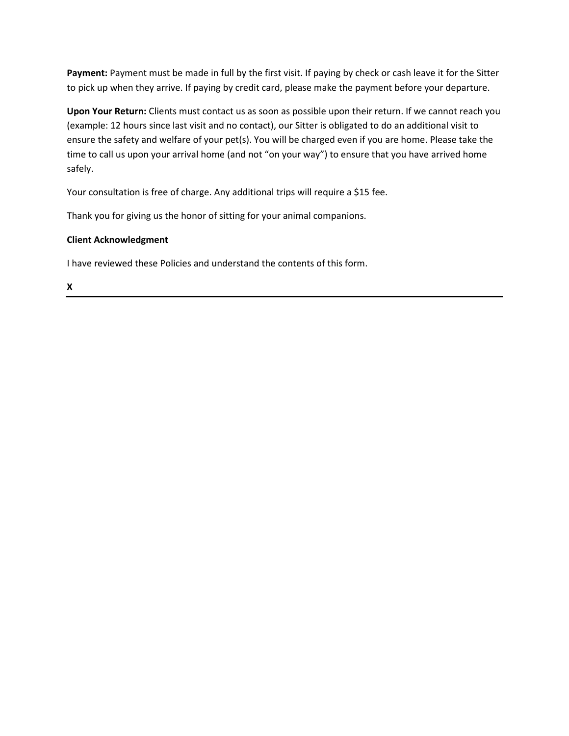**Payment:** Payment must be made in full by the first visit. If paying by check or cash leave it for the Sitter to pick up when they arrive. If paying by credit card, please make the payment before your departure.

**Upon Your Return:** Clients must contact us as soon as possible upon their return. If we cannot reach you (example: 12 hours since last visit and no contact), our Sitter is obligated to do an additional visit to ensure the safety and welfare of your pet(s). You will be charged even if you are home. Please take the time to call us upon your arrival home (and not "on your way") to ensure that you have arrived home safely.

Your consultation is free of charge. Any additional trips will require a $15 fee.

Thank you for giving us the honor of sitting for your animal companions.

**Client Acknowledgment**

I have reviewed these Policies and understand the contents of this form.

**X** ______________________________________________________________________________